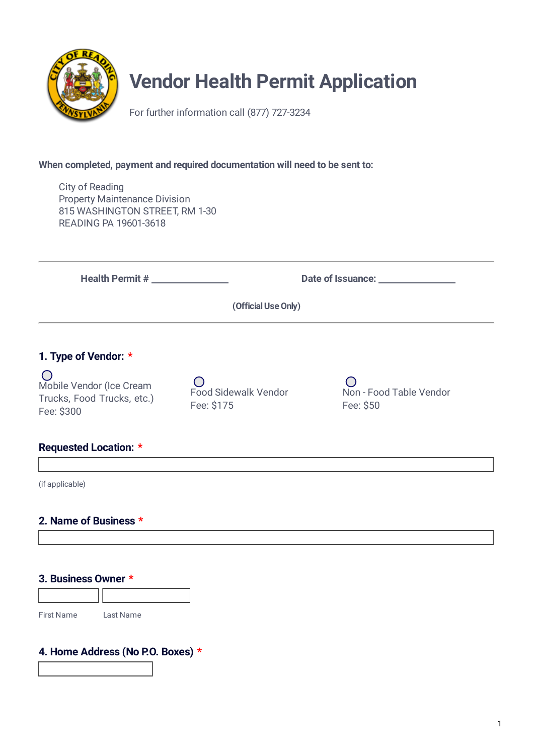# Vendor Health Permit Application

For further information call (877) 727-3234

**When completed, payment and required documentation will need to be sent to:**

City of Reading
Property Maintenance Division
815 WASHINGTON STREET, RM 1-30
READING PA 19601-3618

---

**Health Permit #** _______________ **Date of Issuance:** _______________

**(Official Use Only)**

---

## 1. Type of Vendor: *

○ Mobile Vendor (Ice Cream Trucks, Food Trucks, etc.)
Fee: $300

○ Food Sidewalk Vendor
Fee: $175

○ Non - Food Table Vendor
Fee: $50

## Requested Location: *

[ ]

(if applicable)

## 2. Name of Business *

[ ]

## 3. Business Owner *

[ ] [ ]

First Name Last Name

## 4. Home Address (No P.O. Boxes) *

[ ]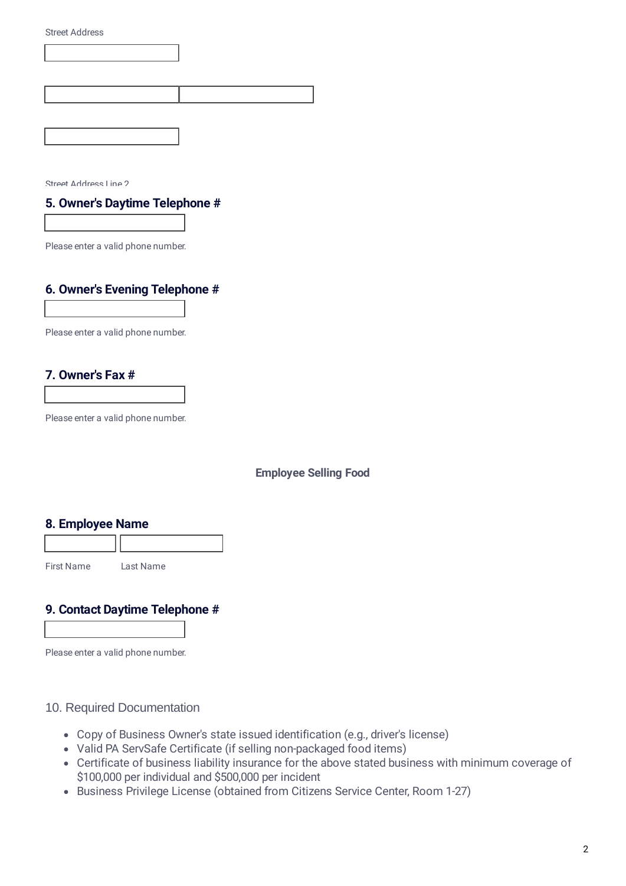Street Address

Street Address Line 2

### 5. Owner's Daytime Telephone #

Please enter a valid phone number.

### 6. Owner's Evening Telephone #

Please enter a valid phone number.

### 7. Owner's Fax #

Please enter a valid phone number.

**Employee Selling Food**

### 8. Employee Name

First Name Last Name

### 9. Contact Daytime Telephone #

Please enter a valid phone number.

10. Required Documentation

- Copy of Business Owner's state issued identification (e.g., driver's license)
- Valid PA ServSafe Certificate (if selling non-packaged food items)
- Certificate of business liability insurance for the above stated business with minimum coverage of $100,000 per individual and $500,000 per incident
- Business Privilege License (obtained from Citizens Service Center, Room 1-27)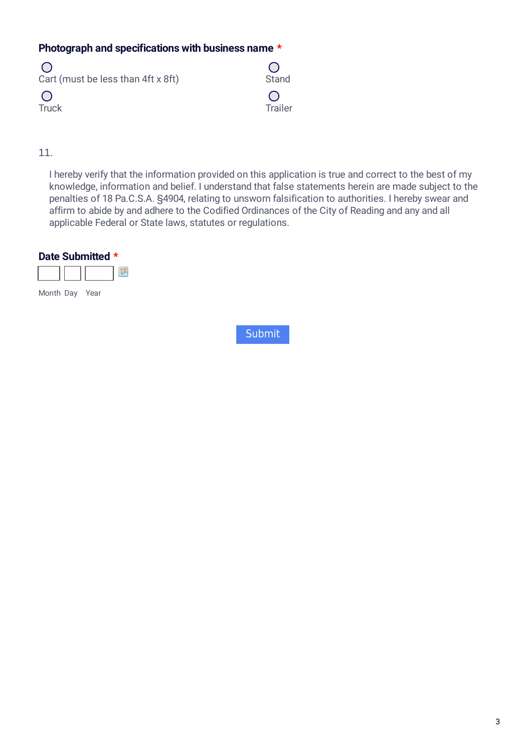**Photograph and specifications with business name** *

- ○ Cart (must be less than 4ft x 8ft)
- ○ Stand
- ○ Truck
- ○ Trailer

11.

I hereby verify that the information provided on this application is true and correct to the best of my knowledge, information and belief. I understand that false statements herein are made subject to the penalties of 18 Pa.C.S.A. §4904, relating to unsworn falsification to authorities. I hereby swear and affirm to abide by and adhere to the Codified Ordinances of the City of Reading and any and all applicable Federal or State laws, statutes or regulations.

**Date Submitted** *

Month Day Year

Submit